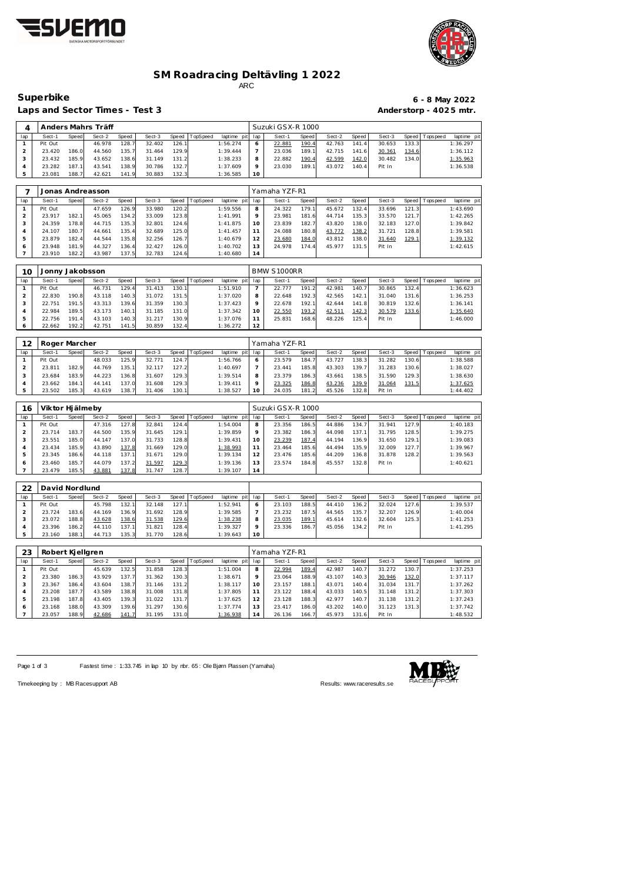# SM Roadracing Deltävling 1 2022

ARC

## Superbike

**6 - 8 May 2022**

**Laps and Sector Times - Test 3**

**Anderstorp - 4025 mtr.**

### 4 Anders Mahrs Träff — Suzuki GSX-R 1000

| lap | Sect-1 | Speed | Sect-2 | Speed | Sect-3 | Speed | TopSpeed | laptime pit | lap | Sect-1 | Speed | Sect-2 | Speed | Sect-3 | Speed | Topspeed | laptime pit |
|---|---|---|---|---|---|---|---|---|---|---|---|---|---|---|---|---|---|
| 1 | Pit Out | | 46.978 | 128.7 | 32.402 | 126.1 | | 1:56.274 | 6 | 22.881 | 190.4 | 42.763 | 141.4 | 30.653 | 133.3 | | 1:36.297 |
| 2 | 23.420 | 186.0 | 44.560 | 135.7 | 31.464 | 129.9 | | 1:39.444 | 7 | 23.036 | 189.1 | 42.715 | 141.6 | 30.361 | 134.6 | | 1:36.112 |
| 3 | 23.432 | 185.9 | 43.652 | 138.6 | 31.149 | 131.2 | | 1:38.233 | 8 | 22.882 | 190.4 | 42.599 | 142.0 | 30.482 | 134.0 | | 1:35.963 |
| 4 | 23.282 | 187.1 | 43.541 | 138.9 | 30.786 | 132.7 | | 1:37.609 | 9 | 23.030 | 189.1 | 43.072 | 140.4 | Pit In | | | 1:36.538 |
| 5 | 23.081 | 188.7 | 42.621 | 141.9 | 30.883 | 132.3 | | 1:36.585 | 10 | | | | | | | | |

### 7 Jonas Andreasson — Yamaha YZF-R1

| lap | Sect-1 | Speed | Sect-2 | Speed | Sect-3 | Speed | TopSpeed | laptime pit | lap | Sect-1 | Speed | Sect-2 | Speed | Sect-3 | Speed | Topspeed | laptime pit |
|---|---|---|---|---|---|---|---|---|---|---|---|---|---|---|---|---|---|
| 1 | Pit Out | | 47.659 | 126.9 | 33.980 | 120.2 | | 1:59.556 | 8 | 24.322 | 179.1 | 45.672 | 132.4 | 33.696 | 121.3 | | 1:43.690 |
| 2 | 23.917 | 182.1 | 45.065 | 134.2 | 33.009 | 123.8 | | 1:41.991 | 9 | 23.981 | 181.6 | 44.714 | 135.3 | 33.570 | 121.7 | | 1:42.265 |
| 3 | 24.359 | 178.8 | 44.715 | 135.3 | 32.801 | 124.6 | | 1:41.875 | 10 | 23.839 | 182.7 | 43.820 | 138.0 | 32.183 | 127.0 | | 1:39.842 |
| 4 | 24.107 | 180.7 | 44.661 | 135.4 | 32.689 | 125.0 | | 1:41.457 | 11 | 24.088 | 180.8 | 43.772 | 138.2 | 31.721 | 128.8 | | 1:39.581 |
| 5 | 23.879 | 182.4 | 44.544 | 135.8 | 32.256 | 126.7 | | 1:40.679 | 12 | 23.680 | 184.0 | 43.812 | 138.0 | 31.640 | 129.1 | | 1:39.132 |
| 6 | 23.948 | 181.9 | 44.327 | 136.4 | 32.427 | 126.0 | | 1:40.702 | 13 | 24.978 | 174.4 | 45.977 | 131.5 | Pit In | | | 1:42.615 |
| 7 | 23.910 | 182.2 | 43.987 | 137.5 | 32.783 | 124.6 | | 1:40.680 | 14 | | | | | | | | |

### 10 Jonny Jakobsson — BMW S1000RR

| lap | Sect-1 | Speed | Sect-2 | Speed | Sect-3 | Speed | TopSpeed | laptime pit | lap | Sect-1 | Speed | Sect-2 | Speed | Sect-3 | Speed | Topspeed | laptime pit |
|---|---|---|---|---|---|---|---|---|---|---|---|---|---|---|---|---|---|
| 1 | Pit Out | | 46.731 | 129.4 | 31.413 | 130.1 | | 1:51.910 | 7 | 22.777 | 191.2 | 42.981 | 140.7 | 30.865 | 132.4 | | 1:36.623 |
| 2 | 22.830 | 190.8 | 43.118 | 140.3 | 31.072 | 131.5 | | 1:37.020 | 8 | 22.648 | 192.3 | 42.565 | 142.1 | 31.040 | 131.6 | | 1:36.253 |
| 3 | 22.751 | 191.5 | 43.313 | 139.6 | 31.359 | 130.3 | | 1:37.423 | 9 | 22.678 | 192.1 | 42.644 | 141.8 | 30.819 | 132.6 | | 1:36.141 |
| 4 | 22.984 | 189.5 | 43.173 | 140.1 | 31.185 | 131.0 | | 1:37.342 | 10 | 22.550 | 193.2 | 42.511 | 142.3 | 30.579 | 133.6 | | 1:35.640 |
| 5 | 22.756 | 191.4 | 43.103 | 140.3 | 31.217 | 130.9 | | 1:37.076 | 11 | 25.831 | 168.6 | 48.226 | 125.4 | Pit In | | | 1:46.000 |
| 6 | 22.662 | 192.2 | 42.751 | 141.5 | 30.859 | 132.4 | | 1:36.272 | 12 | | | | | | | | |

### 12 Roger Marcher — Yamaha YZF-R1

| lap | Sect-1 | Speed | Sect-2 | Speed | Sect-3 | Speed | TopSpeed | laptime pit | lap | Sect-1 | Speed | Sect-2 | Speed | Sect-3 | Speed | Topspeed | laptime pit |
|---|---|---|---|---|---|---|---|---|---|---|---|---|---|---|---|---|---|
| 1 | Pit Out | | 48.033 | 125.9 | 32.771 | 124.7 | | 1:56.766 | 6 | 23.579 | 184.7 | 43.727 | 138.3 | 31.282 | 130.6 | | 1:38.588 |
| 2 | 23.811 | 182.9 | 44.769 | 135.1 | 32.117 | 127.2 | | 1:40.697 | 7 | 23.441 | 185.8 | 43.303 | 139.7 | 31.283 | 130.6 | | 1:38.027 |
| 3 | 23.684 | 183.9 | 44.223 | 136.8 | 31.607 | 129.3 | | 1:39.514 | 8 | 23.379 | 186.3 | 43.661 | 138.5 | 31.590 | 129.3 | | 1:38.630 |
| 4 | 23.662 | 184.1 | 44.141 | 137.0 | 31.608 | 129.3 | | 1:39.411 | 9 | 23.325 | 186.8 | 43.236 | 139.9 | 31.064 | 131.5 | | 1:37.625 |
| 5 | 23.502 | 185.3 | 43.619 | 138.7 | 31.406 | 130.1 | | 1:38.527 | 10 | 24.035 | 181.2 | 45.526 | 132.8 | Pit In | | | 1:44.402 |

### 16 Viktor Hjälmeby — Suzuki GSX-R 1000

| lap | Sect-1 | Speed | Sect-2 | Speed | Sect-3 | Speed | TopSpeed | laptime pit | lap | Sect-1 | Speed | Sect-2 | Speed | Sect-3 | Speed | Topspeed | laptime pit |
|---|---|---|---|---|---|---|---|---|---|---|---|---|---|---|---|---|---|
| 1 | Pit Out | | 47.316 | 127.8 | 32.841 | 124.4 | | 1:54.004 | 8 | 23.356 | 186.5 | 44.886 | 134.7 | 31.941 | 127.9 | | 1:40.183 |
| 2 | 23.714 | 183.7 | 44.500 | 135.9 | 31.645 | 129.1 | | 1:39.859 | 9 | 23.382 | 186.3 | 44.098 | 137.1 | 31.795 | 128.5 | | 1:39.275 |
| 3 | 23.551 | 185.0 | 44.147 | 137.0 | 31.733 | 128.8 | | 1:39.431 | 10 | 23.239 | 187.4 | 44.194 | 136.9 | 31.650 | 129.1 | | 1:39.083 |
| 4 | 23.434 | 185.9 | 43.890 | 137.8 | 31.669 | 129.0 | | 1:38.993 | 11 | 23.464 | 185.6 | 44.494 | 135.9 | 32.009 | 127.7 | | 1:39.967 |
| 5 | 23.345 | 186.6 | 44.118 | 137.1 | 31.671 | 129.0 | | 1:39.134 | 12 | 23.476 | 185.6 | 44.209 | 136.8 | 31.878 | 128.2 | | 1:39.563 |
| 6 | 23.460 | 185.7 | 44.079 | 137.2 | 31.597 | 129.3 | | 1:39.136 | 13 | 23.574 | 184.8 | 45.557 | 132.8 | Pit In | | | 1:40.621 |
| 7 | 23.479 | 185.5 | 43.881 | 137.8 | 31.747 | 128.7 | | 1:39.107 | 14 | | | | | | | | |

### 22 David Nordlund

| lap | Sect-1 | Speed | Sect-2 | Speed | Sect-3 | Speed | TopSpeed | laptime pit | lap | Sect-1 | Speed | Sect-2 | Speed | Sect-3 | Speed | Topspeed | laptime pit |
|---|---|---|---|---|---|---|---|---|---|---|---|---|---|---|---|---|---|
| 1 | Pit Out | | 45.798 | 132.1 | 32.148 | 127.1 | | 1:52.941 | 6 | 23.103 | 188.5 | 44.410 | 136.2 | 32.024 | 127.6 | | 1:39.537 |
| 2 | 23.724 | 183.6 | 44.169 | 136.9 | 31.692 | 128.9 | | 1:39.585 | 7 | 23.232 | 187.5 | 44.565 | 135.7 | 32.207 | 126.9 | | 1:40.004 |
| 3 | 23.072 | 188.8 | 43.628 | 138.6 | 31.538 | 129.6 | | 1:38.238 | 8 | 23.035 | 189.1 | 45.614 | 132.6 | 32.604 | 125.3 | | 1:41.253 |
| 4 | 23.396 | 186.2 | 44.110 | 137.1 | 31.821 | 128.4 | | 1:39.327 | 9 | 23.336 | 186.7 | 45.056 | 134.2 | Pit In | | | 1:41.295 |
| 5 | 23.160 | 188.1 | 44.713 | 135.3 | 31.770 | 128.6 | | 1:39.643 | 10 | | | | | | | | |

### 23 Robert Kjellgren — Yamaha YZF-R1

| lap | Sect-1 | Speed | Sect-2 | Speed | Sect-3 | Speed | TopSpeed | laptime pit | lap | Sect-1 | Speed | Sect-2 | Speed | Sect-3 | Speed | Topspeed | laptime pit |
|---|---|---|---|---|---|---|---|---|---|---|---|---|---|---|---|---|---|
| 1 | Pit Out | | 45.639 | 132.5 | 31.858 | 128.3 | | 1:51.004 | 8 | 22.994 | 189.4 | 42.987 | 140.7 | 31.272 | 130.7 | | 1:37.253 |
| 2 | 23.380 | 186.3 | 43.929 | 137.7 | 31.362 | 130.3 | | 1:38.671 | 9 | 23.064 | 188.9 | 43.107 | 140.3 | 30.946 | 132.0 | | 1:37.117 |
| 3 | 23.367 | 186.4 | 43.604 | 138.7 | 31.146 | 131.2 | | 1:38.117 | 10 | 23.157 | 188.1 | 43.071 | 140.4 | 31.034 | 131.7 | | 1:37.262 |
| 4 | 23.208 | 187.7 | 43.589 | 138.8 | 31.008 | 131.8 | | 1:37.805 | 11 | 23.122 | 188.4 | 43.033 | 140.5 | 31.148 | 131.2 | | 1:37.303 |
| 5 | 23.198 | 187.8 | 43.405 | 139.3 | 31.022 | 131.7 | | 1:37.625 | 12 | 23.128 | 188.3 | 42.977 | 140.7 | 31.138 | 131.2 | | 1:37.243 |
| 6 | 23.168 | 188.0 | 43.309 | 139.6 | 31.297 | 130.6 | | 1:37.774 | 13 | 23.417 | 186.0 | 43.202 | 140.0 | 31.123 | 131.3 | | 1:37.742 |
| 7 | 23.057 | 188.9 | 42.686 | 141.7 | 31.195 | 131.0 | | 1:36.938 | 14 | 26.136 | 166.7 | 45.973 | 131.6 | Pit In | | | 1:48.532 |

Fastest time : 1:33.745 in lap 10 by nbr. 65 : Ole Bjørn Plassen (Yamaha)

Timekeeping by : MB Racesupport AB

Results: www.raceresults.se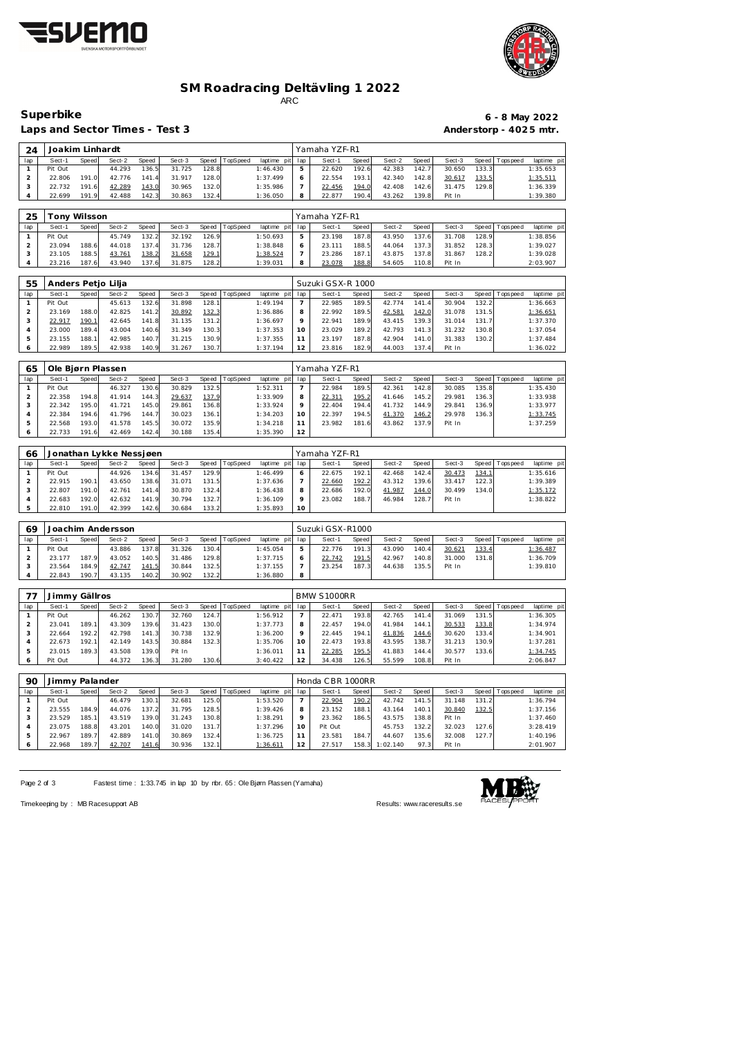# SM Roadracing Deltävling 1 2022

ARC

## Superbike

**6 - 8 May 2022**

**Laps and Sector Times - Test 3**

**Anderstorp - 4025 mtr.**

| 24 | Joakim Linhardt | | | | | | | | Yamaha YZF-R1 | | | | | | | | |
|---|---|---|---|---|---|---|---|---|---|---|---|---|---|---|---|---|---|
| lap | Sect-1 | Speed | Sect-2 | Speed | Sect-3 | Speed | TopSpeed | laptime pit | lap | Sect-1 | Speed | Sect-2 | Speed | Sect-3 | Speed | Topspeed | laptime pit |
| 1 | Pit Out | | 44.293 | 136.5 | 31.725 | 128.8 | | 1:46.430 | 5 | 22.620 | 192.6 | 42.383 | 142.7 | 30.650 | 133.3 | | 1:35.653 |
| 2 | 22.806 | 191.0 | 42.776 | 141.4 | 31.917 | 128.0 | | 1:37.499 | 6 | 22.554 | 193.1 | 42.340 | 142.8 | 30.617 | 133.5 | | 1:35.511 |
| 3 | 22.732 | 191.6 | 42.289 | 143.0 | 30.965 | 132.0 | | 1:35.986 | 7 | 22.456 | 194.0 | 42.408 | 142.6 | 31.475 | 129.8 | | 1:36.339 |
| 4 | 22.699 | 191.9 | 42.488 | 142.3 | 30.863 | 132.4 | | 1:36.050 | 8 | 22.877 | 190.4 | 43.262 | 139.8 | Pit In | | | 1:39.380 |

| 25 | Tony Wilsson | | | | | | | | Yamaha YZF-R1 | | | | | | | | |
|---|---|---|---|---|---|---|---|---|---|---|---|---|---|---|---|---|---|
| lap | Sect-1 | Speed | Sect-2 | Speed | Sect-3 | Speed | TopSpeed | laptime pit | lap | Sect-1 | Speed | Sect-2 | Speed | Sect-3 | Speed | Topspeed | laptime pit |
| 1 | Pit Out | | 45.749 | 132.2 | 32.192 | 126.9 | | 1:50.693 | 5 | 23.198 | 187.8 | 43.950 | 137.6 | 31.708 | 128.9 | | 1:38.856 |
| 2 | 23.094 | 188.6 | 44.018 | 137.4 | 31.736 | 128.7 | | 1:38.848 | 6 | 23.111 | 188.5 | 44.064 | 137.3 | 31.852 | 128.3 | | 1:39.027 |
| 3 | 23.105 | 188.5 | 43.761 | 138.2 | 31.658 | 129.1 | | 1:38.524 | 7 | 23.286 | 187.1 | 43.875 | 137.8 | 31.867 | 128.2 | | 1:39.028 |
| 4 | 23.216 | 187.6 | 43.940 | 137.6 | 31.875 | 128.2 | | 1:39.031 | 8 | 23.078 | 188.8 | 54.605 | 110.8 | Pit In | | | 2:03.907 |

| 55 | Anders Petjo Lilja | | | | | | | | Suzuki GSX-R 1000 | | | | | | | | |
|---|---|---|---|---|---|---|---|---|---|---|---|---|---|---|---|---|---|
| lap | Sect-1 | Speed | Sect-2 | Speed | Sect-3 | Speed | TopSpeed | laptime pit | lap | Sect-1 | Speed | Sect-2 | Speed | Sect-3 | Speed | Topspeed | laptime pit |
| 1 | Pit Out | | 45.613 | 132.6 | 31.898 | 128.1 | | 1:49.194 | 7 | 22.985 | 189.5 | 42.774 | 141.4 | 30.904 | 132.2 | | 1:36.663 |
| 2 | 23.169 | 188.0 | 42.825 | 141.2 | 30.892 | 132.3 | | 1:36.886 | 8 | 22.992 | 189.5 | 42.581 | 142.0 | 31.078 | 131.5 | | 1:36.651 |
| 3 | 22.917 | 190.1 | 42.645 | 141.8 | 31.135 | 131.2 | | 1:36.697 | 9 | 22.941 | 189.9 | 43.415 | 139.3 | 31.014 | 131.7 | | 1:37.370 |
| 4 | 23.000 | 189.4 | 43.004 | 140.6 | 31.349 | 130.3 | | 1:37.353 | 10 | 23.029 | 189.2 | 42.793 | 141.3 | 31.232 | 130.8 | | 1:37.054 |
| 5 | 23.155 | 188.1 | 42.985 | 140.7 | 31.215 | 130.9 | | 1:37.355 | 11 | 23.197 | 187.8 | 42.904 | 141.0 | 31.383 | 130.2 | | 1:37.484 |
| 6 | 22.989 | 189.5 | 42.938 | 140.9 | 31.267 | 130.7 | | 1:37.194 | 12 | 23.816 | 182.9 | 44.003 | 137.4 | Pit In | | | 1:36.022 |

| 65 | Ole Bjørn Plassen | | | | | | | | Yamaha YZF-R1 | | | | | | | | |
|---|---|---|---|---|---|---|---|---|---|---|---|---|---|---|---|---|---|
| lap | Sect-1 | Speed | Sect-2 | Speed | Sect-3 | Speed | TopSpeed | laptime pit | lap | Sect-1 | Speed | Sect-2 | Speed | Sect-3 | Speed | Topspeed | laptime pit |
| 1 | Pit Out | | 46.327 | 130.6 | 30.829 | 132.5 | | 1:52.311 | 7 | 22.984 | 189.5 | 42.361 | 142.8 | 30.085 | 135.8 | | 1:35.430 |
| 2 | 22.358 | 194.8 | 41.914 | 144.3 | 29.637 | 137.9 | | 1:33.909 | 8 | 22.311 | 195.2 | 41.646 | 145.2 | 29.981 | 136.3 | | 1:33.938 |
| 3 | 22.342 | 195.0 | 41.721 | 145.0 | 29.861 | 136.8 | | 1:33.924 | 9 | 22.404 | 194.4 | 41.732 | 144.9 | 29.841 | 136.9 | | 1:33.977 |
| 4 | 22.384 | 194.6 | 41.796 | 144.7 | 30.023 | 136.1 | | 1:34.203 | 10 | 22.397 | 194.5 | 41.370 | 146.2 | 29.978 | 136.3 | | 1:33.745 |
| 5 | 22.568 | 193.0 | 41.578 | 145.5 | 30.072 | 135.9 | | 1:34.218 | 11 | 23.982 | 181.6 | 43.862 | 137.9 | Pit In | | | 1:37.259 |
| 6 | 22.733 | 191.6 | 42.469 | 142.4 | 30.188 | 135.4 | | 1:35.390 | 12 | | | | | | | | |

| 66 | Jonathan Lykke Nessjøen | | | | | | | | Yamaha YZF-R1 | | | | | | | | |
|---|---|---|---|---|---|---|---|---|---|---|---|---|---|---|---|---|---|
| lap | Sect-1 | Speed | Sect-2 | Speed | Sect-3 | Speed | TopSpeed | laptime pit | lap | Sect-1 | Speed | Sect-2 | Speed | Sect-3 | Speed | Topspeed | laptime pit |
| 1 | Pit Out | | 44.926 | 134.6 | 31.457 | 129.9 | | 1:46.499 | 6 | 22.675 | 192.1 | 42.468 | 142.4 | 30.473 | 134.1 | | 1:35.616 |
| 2 | 22.915 | 190.1 | 43.650 | 138.6 | 31.071 | 131.5 | | 1:37.636 | 7 | 22.660 | 192.2 | 43.312 | 139.6 | 33.417 | 122.3 | | 1:39.389 |
| 3 | 22.807 | 191.0 | 42.761 | 141.4 | 30.870 | 132.4 | | 1:36.438 | 8 | 22.686 | 192.0 | 41.987 | 144.0 | 30.499 | 134.0 | | 1:35.172 |
| 4 | 22.683 | 192.0 | 42.632 | 141.9 | 30.794 | 132.7 | | 1:36.109 | 9 | 23.082 | 188.7 | 46.984 | 128.7 | Pit In | | | 1:38.822 |
| 5 | 22.810 | 191.0 | 42.399 | 142.6 | 30.684 | 133.2 | | 1:35.893 | 10 | | | | | | | | |

| 69 | Joachim Andersson | | | | | | | | Suzuki GSX-R1000 | | | | | | | | |
|---|---|---|---|---|---|---|---|---|---|---|---|---|---|---|---|---|---|
| lap | Sect-1 | Speed | Sect-2 | Speed | Sect-3 | Speed | TopSpeed | laptime pit | lap | Sect-1 | Speed | Sect-2 | Speed | Sect-3 | Speed | Topspeed | laptime pit |
| 1 | Pit Out | | 43.886 | 137.8 | 31.326 | 130.4 | | 1:45.054 | 5 | 22.776 | 191.3 | 43.090 | 140.4 | 30.621 | 133.4 | | 1:36.487 |
| 2 | 23.177 | 187.9 | 43.052 | 140.5 | 31.486 | 129.8 | | 1:37.715 | 6 | 22.742 | 191.5 | 42.967 | 140.8 | 31.000 | 131.8 | | 1:36.709 |
| 3 | 23.564 | 184.9 | 42.747 | 141.5 | 30.844 | 132.5 | | 1:37.155 | 7 | 23.254 | 187.3 | 44.638 | 135.5 | Pit In | | | 1:39.810 |
| 4 | 22.843 | 190.7 | 43.135 | 140.2 | 30.902 | 132.2 | | 1:36.880 | 8 | | | | | | | | |

| 77 | Jimmy Gällros | | | | | | | | BMW S1000RR | | | | | | | | |
|---|---|---|---|---|---|---|---|---|---|---|---|---|---|---|---|---|---|
| lap | Sect-1 | Speed | Sect-2 | Speed | Sect-3 | Speed | TopSpeed | laptime pit | lap | Sect-1 | Speed | Sect-2 | Speed | Sect-3 | Speed | Topspeed | laptime pit |
| 1 | Pit Out | | 46.262 | 130.7 | 32.760 | 124.7 | | 1:56.912 | 7 | 22.471 | 193.8 | 42.765 | 141.4 | 31.069 | 131.5 | | 1:36.305 |
| 2 | 23.041 | 189.1 | 43.309 | 139.6 | 31.423 | 130.0 | | 1:37.773 | 8 | 22.457 | 194.0 | 41.984 | 144.1 | 30.533 | 133.8 | | 1:34.974 |
| 3 | 22.664 | 192.2 | 42.798 | 141.3 | 30.738 | 132.9 | | 1:36.200 | 9 | 22.445 | 194.1 | 41.836 | 144.6 | 30.620 | 133.4 | | 1:34.901 |
| 4 | 22.673 | 192.1 | 42.149 | 143.5 | 30.884 | 132.3 | | 1:35.706 | 10 | 22.473 | 193.8 | 43.595 | 138.7 | 31.213 | 130.9 | | 1:37.281 |
| 5 | 23.015 | 189.3 | 43.508 | 139.0 | Pit In | | | 1:36.011 | 11 | 22.285 | 195.5 | 41.883 | 144.4 | 30.577 | 133.6 | | 1:34.745 |
| 6 | Pit Out | | 44.372 | 136.3 | 31.280 | 130.6 | | 3:40.422 | 12 | 34.438 | 126.5 | 55.599 | 108.8 | Pit In | | | 2:06.847 |

| 90 | Jimmy Palander | | | | | | | | Honda CBR 1000RR | | | | | | | | |
|---|---|---|---|---|---|---|---|---|---|---|---|---|---|---|---|---|---|
| lap | Sect-1 | Speed | Sect-2 | Speed | Sect-3 | Speed | TopSpeed | laptime pit | lap | Sect-1 | Speed | Sect-2 | Speed | Sect-3 | Speed | Topspeed | laptime pit |
| 1 | Pit Out | | 46.479 | 130.1 | 32.681 | 125.0 | | 1:53.520 | 7 | 22.904 | 190.2 | 42.742 | 141.5 | 31.148 | 131.2 | | 1:36.794 |
| 2 | 23.555 | 184.9 | 44.076 | 137.2 | 31.795 | 128.5 | | 1:39.426 | 8 | 23.152 | 188.1 | 43.164 | 140.1 | 30.840 | 132.5 | | 1:37.156 |
| 3 | 23.529 | 185.1 | 43.519 | 139.0 | 31.243 | 130.8 | | 1:38.291 | 9 | 23.362 | 186.5 | 43.575 | 138.8 | Pit In | | | 1:37.460 |
| 4 | 23.075 | 188.8 | 43.201 | 140.0 | 31.020 | 131.7 | | 1:37.296 | 10 | Pit Out | | 45.753 | 132.2 | 32.023 | 127.6 | | 3:28.419 |
| 5 | 22.967 | 189.7 | 42.889 | 141.0 | 30.869 | 132.4 | | 1:36.725 | 11 | 23.581 | 184.7 | 44.607 | 135.6 | 32.008 | 127.7 | | 1:40.196 |
| 6 | 22.968 | 189.7 | 42.707 | 141.6 | 30.936 | 132.1 | | 1:36.611 | 12 | 27.517 | 158.3 | 1:02.140 | 97.3 | Pit In | | | 2:01.907 |

Fastest time : 1:33.745 in lap 10 by nbr. 65 : Ole Bjørn Plassen (Yamaha)

Timekeeping by : MB Racesupport AB

Results: www.raceresults.se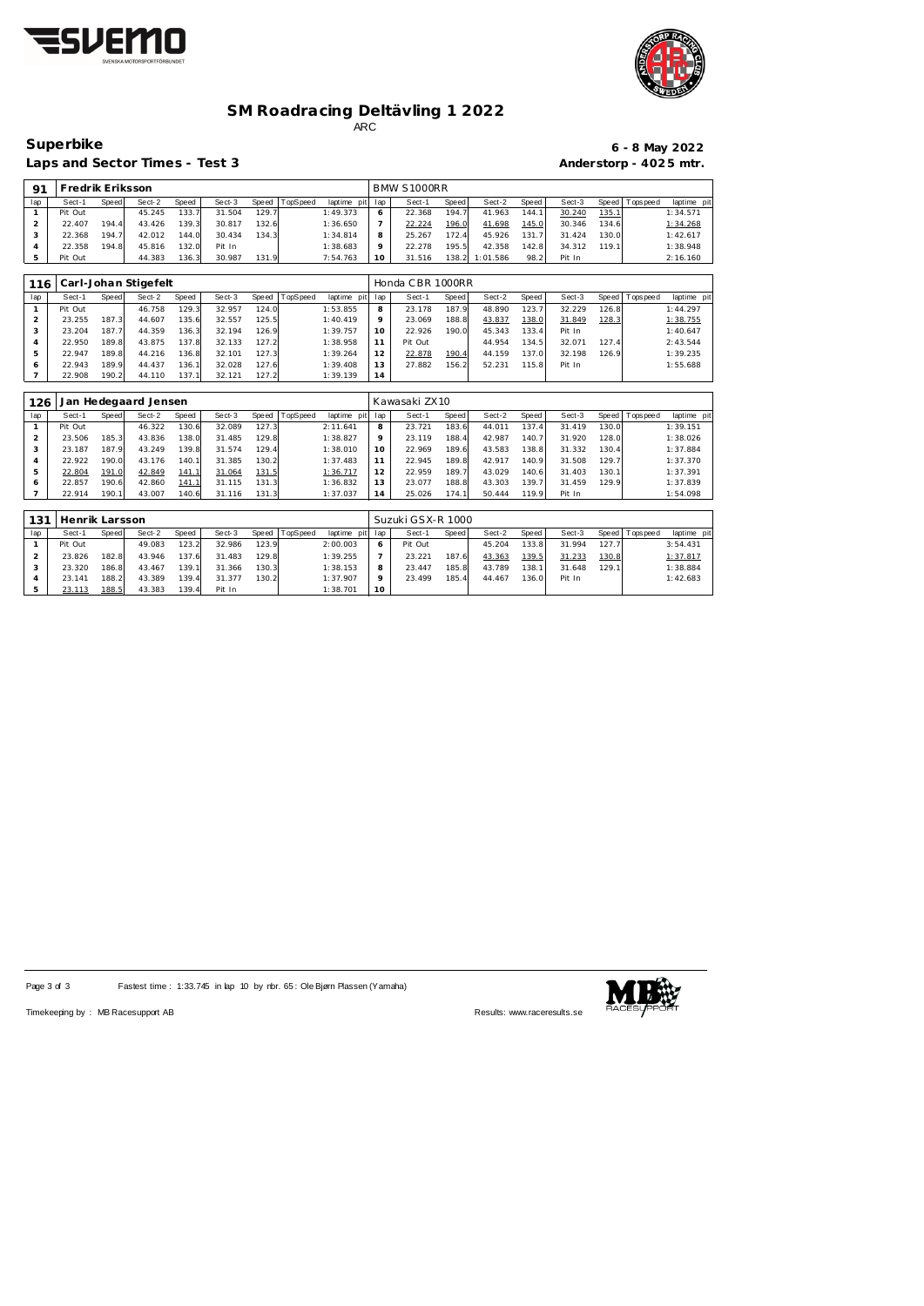# SM Roadracing Deltävling 1 2022

ARC

## Superbike

**6 - 8 May 2022**

**Laps and Sector Times - Test 3**

**Anderstorp - 4025 mtr.**

| 91 | Fredrik Eriksson | | | | | | | | | BMW S1000RR | | | | | | | |
|---|---|---|---|---|---|---|---|---|---|---|---|---|---|---|---|---|---|
| lap | Sect-1 | Speed | Sect-2 | Speed | Sect-3 | Speed | TopSpeed | laptime pit | lap | Sect-1 | Speed | Sect-2 | Speed | Sect-3 | Speed | Topspeed | laptime pit |
| 1 | Pit Out | | 45.245 | 133.7 | 31.504 | 129.7 | | 1:49.373 | 6 | 22.368 | 194.7 | 41.963 | 144.1 | 30.240 | 135.1 | | 1:34.571 |
| 2 | 22.407 | 194.4 | 43.426 | 139.3 | 30.817 | 132.6 | | 1:36.650 | 7 | 22.224 | 196.0 | 41.698 | 145.0 | 30.346 | 134.6 | | 1:34.268 |
| 3 | 22.368 | 194.7 | 42.012 | 144.0 | 30.434 | 134.3 | | 1:34.814 | 8 | 25.267 | 172.4 | 45.926 | 131.7 | 31.424 | 130.0 | | 1:42.617 |
| 4 | 22.358 | 194.8 | 45.816 | 132.0 | Pit In | | | 1:38.683 | 9 | 22.278 | 195.5 | 42.358 | 142.8 | 34.312 | 119.1 | | 1:38.948 |
| 5 | Pit Out | | 44.383 | 136.3 | 30.987 | 131.9 | | 7:54.763 | 10 | 31.516 | 138.2 | 1:01.586 | 98.2 | Pit In | | | 2:16.160 |

| 116 | Carl-Johan Stigefelt | | | | | | | | | Honda CBR 1000RR | | | | | | | |
|---|---|---|---|---|---|---|---|---|---|---|---|---|---|---|---|---|---|
| lap | Sect-1 | Speed | Sect-2 | Speed | Sect-3 | Speed | TopSpeed | laptime pit | lap | Sect-1 | Speed | Sect-2 | Speed | Sect-3 | Speed | Topspeed | laptime pit |
| 1 | Pit Out | | 46.758 | 129.3 | 32.957 | 124.0 | | 1:53.855 | 8 | 23.178 | 187.9 | 48.890 | 123.7 | 32.229 | 126.8 | | 1:44.297 |
| 2 | 23.255 | 187.3 | 44.607 | 135.6 | 32.557 | 125.5 | | 1:40.419 | 9 | 23.069 | 188.8 | 43.837 | 138.0 | 31.849 | 128.3 | | 1:38.755 |
| 3 | 23.204 | 187.7 | 44.359 | 136.3 | 32.194 | 126.9 | | 1:39.757 | 10 | 22.926 | 190.0 | 45.343 | 133.4 | Pit In | | | 1:40.647 |
| 4 | 22.950 | 189.8 | 43.875 | 137.8 | 32.133 | 127.2 | | 1:38.958 | 11 | Pit Out | | 44.954 | 134.5 | 32.071 | 127.4 | | 2:43.544 |
| 5 | 22.947 | 189.8 | 44.216 | 136.8 | 32.101 | 127.3 | | 1:39.264 | 12 | 22.878 | 190.4 | 44.159 | 137.0 | 32.198 | 126.9 | | 1:39.235 |
| 6 | 22.943 | 189.9 | 44.437 | 136.1 | 32.028 | 127.6 | | 1:39.408 | 13 | 27.882 | 156.2 | 52.231 | 115.8 | Pit In | | | 1:55.688 |
| 7 | 22.908 | 190.2 | 44.110 | 137.1 | 32.121 | 127.2 | | 1:39.139 | 14 | | | | | | | | |

| 126 | Jan Hedegaard Jensen | | | | | | | | | Kawasaki ZX10 | | | | | | | |
|---|---|---|---|---|---|---|---|---|---|---|---|---|---|---|---|---|---|
| lap | Sect-1 | Speed | Sect-2 | Speed | Sect-3 | Speed | TopSpeed | laptime pit | lap | Sect-1 | Speed | Sect-2 | Speed | Sect-3 | Speed | Topspeed | laptime pit |
| 1 | Pit Out | | 46.322 | 130.6 | 32.089 | 127.3 | | 2:11.641 | 8 | 23.721 | 183.6 | 44.011 | 137.4 | 31.419 | 130.0 | | 1:39.151 |
| 2 | 23.506 | 185.3 | 43.836 | 138.0 | 31.485 | 129.8 | | 1:38.827 | 9 | 23.119 | 188.4 | 42.987 | 140.7 | 31.920 | 128.0 | | 1:38.026 |
| 3 | 23.187 | 187.9 | 43.249 | 139.8 | 31.574 | 129.4 | | 1:38.010 | 10 | 22.969 | 189.6 | 43.583 | 138.8 | 31.332 | 130.4 | | 1:37.884 |
| 4 | 22.922 | 190.0 | 43.176 | 140.1 | 31.385 | 130.2 | | 1:37.483 | 11 | 22.945 | 189.8 | 42.917 | 140.9 | 31.508 | 129.7 | | 1:37.370 |
| 5 | 22.804 | 191.0 | 42.849 | 141.1 | 31.064 | 131.5 | | 1:36.717 | 12 | 22.959 | 189.7 | 43.029 | 140.6 | 31.403 | 130.1 | | 1:37.391 |
| 6 | 22.857 | 190.6 | 42.860 | 141.1 | 31.115 | 131.3 | | 1:36.832 | 13 | 23.077 | 188.8 | 43.303 | 139.7 | 31.459 | 129.9 | | 1:37.839 |
| 7 | 22.914 | 190.1 | 43.007 | 140.6 | 31.116 | 131.3 | | 1:37.037 | 14 | 25.026 | 174.1 | 50.444 | 119.9 | Pit In | | | 1:54.098 |

| 131 | Henrik Larsson | | | | | | | | | Suzuki GSX-R 1000 | | | | | | | |
|---|---|---|---|---|---|---|---|---|---|---|---|---|---|---|---|---|---|
| lap | Sect-1 | Speed | Sect-2 | Speed | Sect-3 | Speed | TopSpeed | laptime pit | lap | Sect-1 | Speed | Sect-2 | Speed | Sect-3 | Speed | Topspeed | laptime pit |
| 1 | Pit Out | | 49.083 | 123.2 | 32.986 | 123.9 | | 2:00.003 | 6 | Pit Out | | 45.204 | 133.8 | 31.994 | 127.7 | | 3:54.431 |
| 2 | 23.826 | 182.8 | 43.946 | 137.6 | 31.483 | 129.8 | | 1:39.255 | 7 | 23.221 | 187.6 | 43.363 | 139.5 | 31.233 | 130.8 | | 1:37.817 |
| 3 | 23.320 | 186.8 | 43.467 | 139.1 | 31.366 | 130.3 | | 1:38.153 | 8 | 23.447 | 185.8 | 43.789 | 138.1 | 31.648 | 129.1 | | 1:38.884 |
| 4 | 23.141 | 188.2 | 43.389 | 139.4 | 31.377 | 130.2 | | 1:37.907 | 9 | 23.499 | 185.4 | 44.467 | 136.0 | Pit In | | | 1:42.683 |
| 5 | 23.113 | 188.5 | 43.383 | 139.4 | Pit In | | | 1:38.701 | 10 | | | | | | | | |

Fastest time : 1:33.745 in lap 10 by nbr. 65 : Ole Bjørn Plassen (Yamaha)

Timekeeping by : MB Racesupport AB

Results: www.raceresults.se